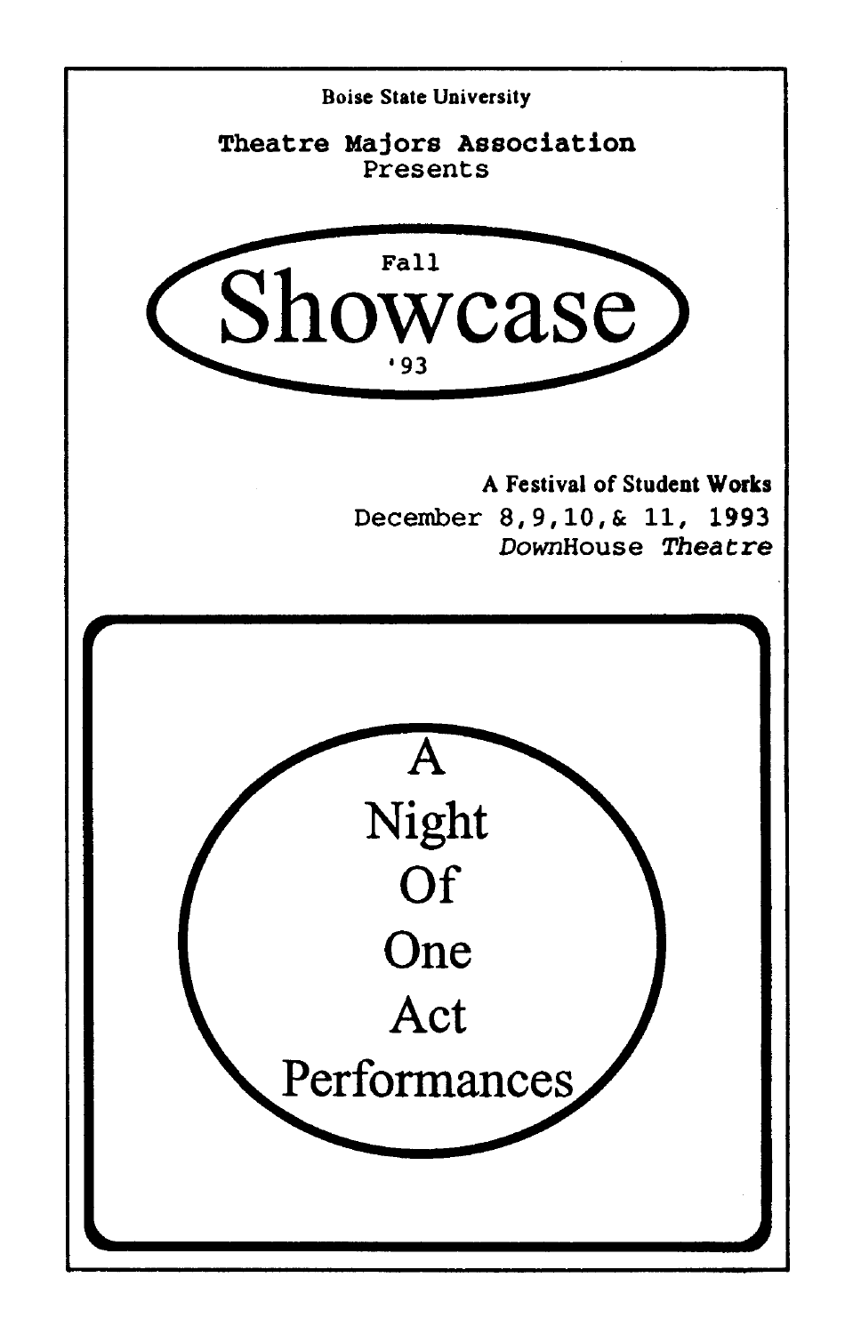Boise State University

**Theatre Majors Association**
Presents

Fall
# Showcase
'93

**A Festival of Student Works**
December 8,9,10,& 11, 1993
*DownHouse Theatre*

## A Night Of One Act Performances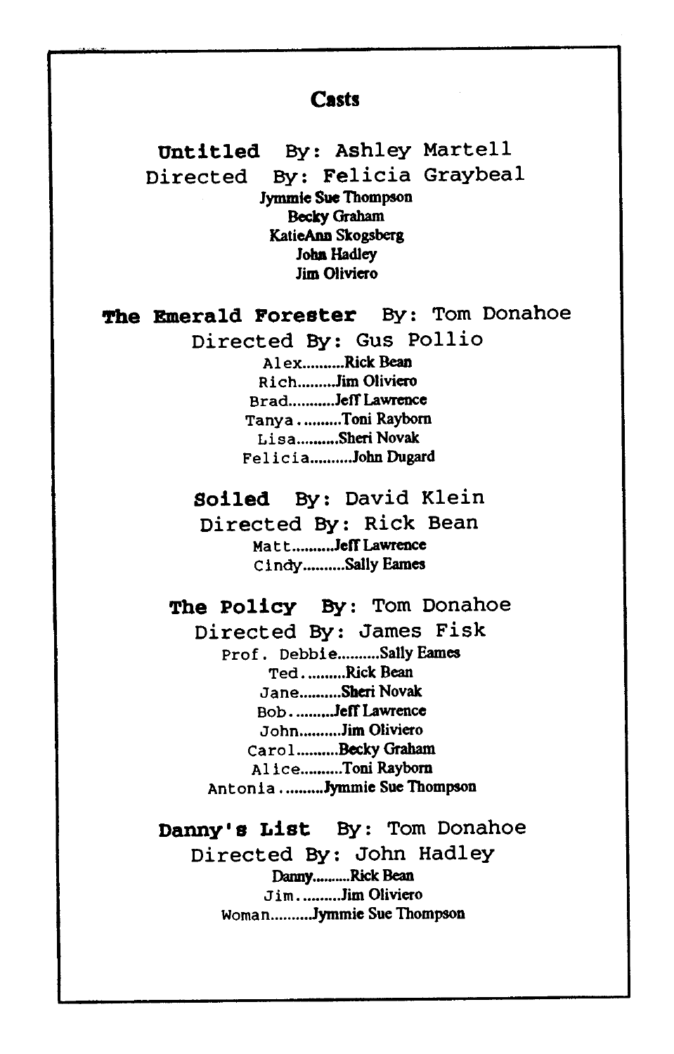# Casts

## Untitled By: Ashley Martell
Directed By: Felicia Graybeal

Jymmie Sue Thompson
Becky Graham
KatieAnn Skogsberg
John Hadley
Jim Oliviero

## The Emerald Forester By: Tom Donahoe
Directed By: Gus Pollio

Alex..........Rick Bean
Rich.........Jim Oliviero
Brad...........Jeff Lawrence
Tanya..........Toni Rayborn
Lisa..........Sheri Novak
Felicia..........John Dugard

## Soiled By: David Klein
Directed By: Rick Bean

Matt..........Jeff Lawrence
Cindy..........Sally Eames

## The Policy By: Tom Donahoe
Directed By: James Fisk

Prof. Debbie..........Sally Eames
Ted..........Rick Bean
Jane..........Sheri Novak
Bob..........Jeff Lawrence
John..........Jim Oliviero
Carol..........Becky Graham
Alice..........Toni Rayborn
Antonia..........Jymmie Sue Thompson

## Danny's List By: Tom Donahoe
Directed By: John Hadley

Danny..........Rick Bean
Jim..........Jim Oliviero
Woman..........Jymmie Sue Thompson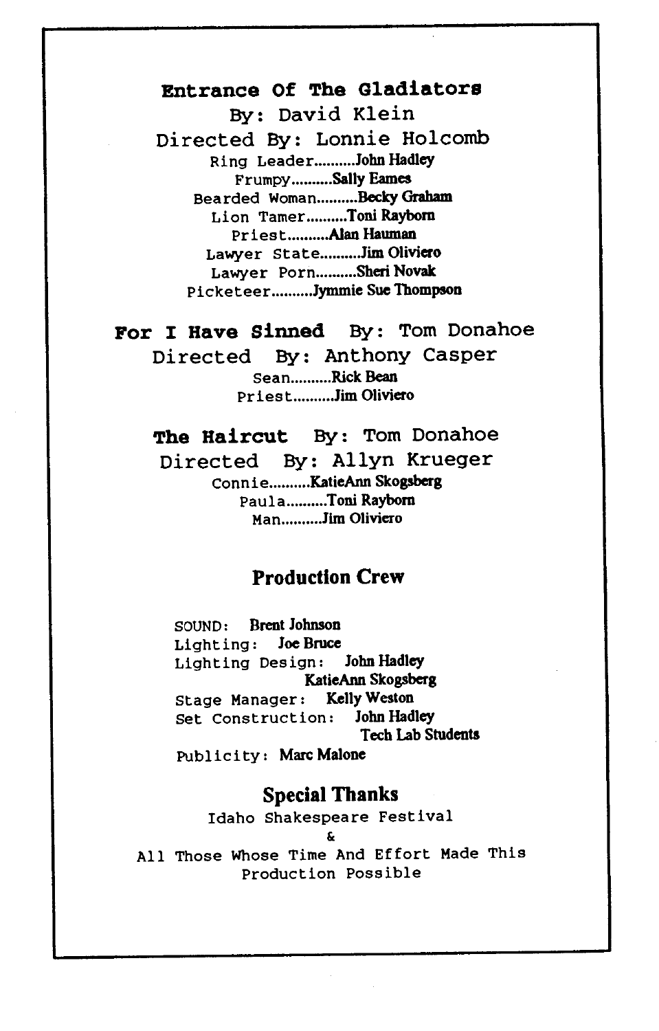## Entrance Of The Gladiators

By: David Klein

Directed By: Lonnie Holcomb

Ring Leader..........**John Hadley**
Frumpy..........**Sally Eames**
Bearded Woman..........**Becky Graham**
Lion Tamer..........**Toni Rayborn**
Priest..........**Alan Hauman**
Lawyer State..........**Jim Oliviero**
Lawyer Porn..........**Sheri Novak**
Picketeer..........**Jymmie Sue Thompson**

## For I Have Sinned By: Tom Donahoe

Directed By: Anthony Casper

Sean..........**Rick Bean**
Priest..........**Jim Oliviero**

## The Haircut By: Tom Donahoe

Directed By: Allyn Krueger

Connie..........**KatieAnn Skogsberg**
Paula..........**Toni Rayborn**
Man..........**Jim Oliviero**

## Production Crew

SOUND: **Brent Johnson**
Lighting: **Joe Bruce**
Lighting Design: **John Hadley**
**KatieAnn Skogsberg**
Stage Manager: **Kelly Weston**
Set Construction: **John Hadley**
**Tech Lab Students**
Publicity: **Marc Malone**

## Special Thanks

Idaho Shakespeare Festival

&

All Those Whose Time And Effort Made This Production Possible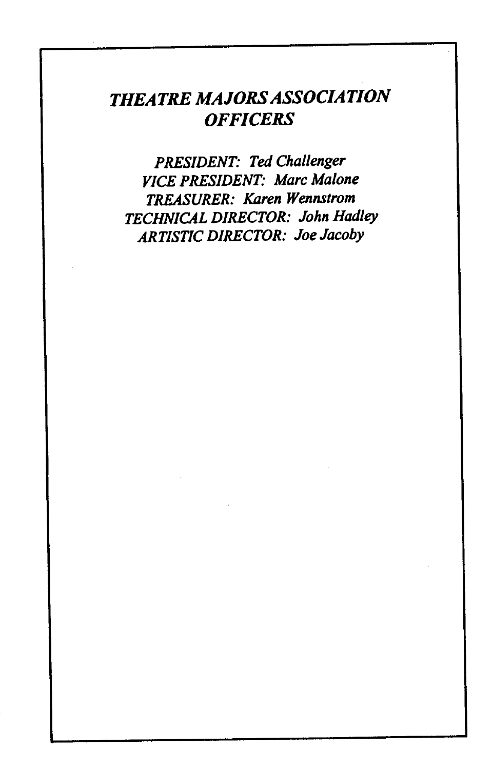## *THEATRE MAJORS ASSOCIATION OFFICERS*

*PRESIDENT: Ted Challenger*
*VICE PRESIDENT: Marc Malone*
*TREASURER: Karen Wennstrom*
*TECHNICAL DIRECTOR: John Hadley*
*ARTISTIC DIRECTOR: Joe Jacoby*